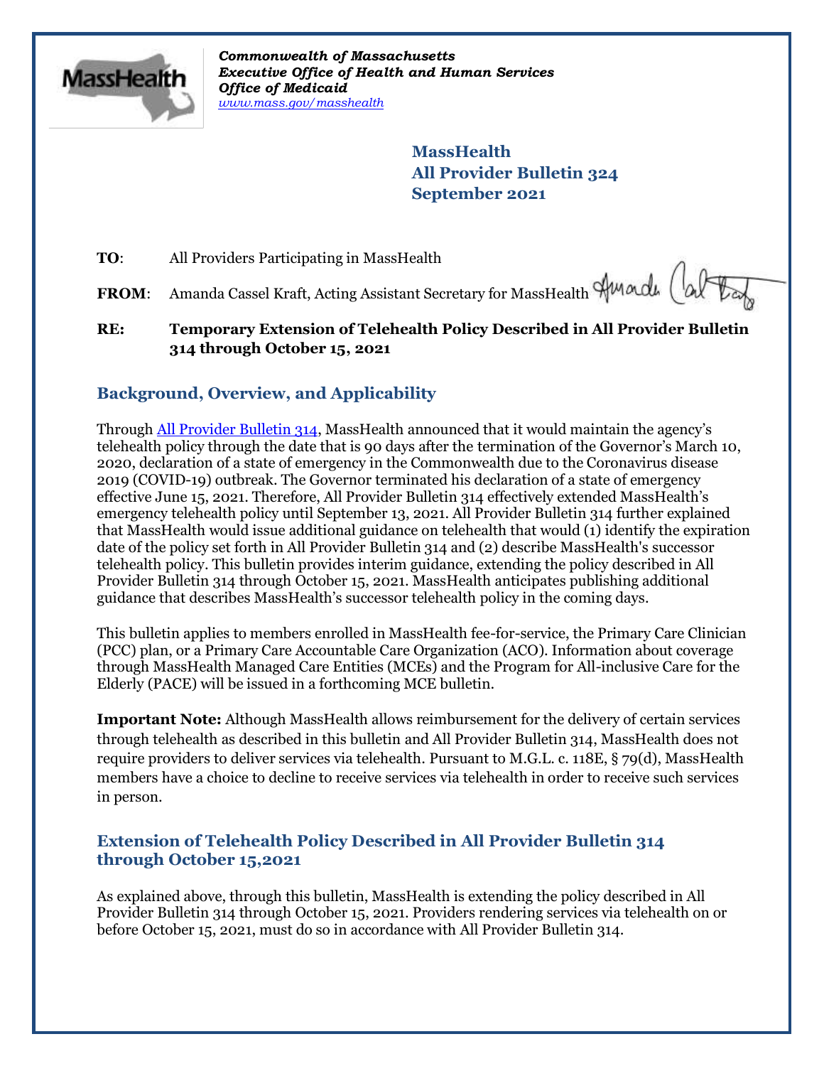*Commonwealth of Massachusetts*
***Executive Office of Health and Human Services***
***Office of Medicaid***
*www.mass.gov/masshealth*

**MassHealth**
**All Provider Bulletin 324**
**September 2021**

**TO**: All Providers Participating in MassHealth

**FROM**: Amanda Cassel Kraft, Acting Assistant Secretary for MassHealth

**RE: Temporary Extension of Telehealth Policy Described in All Provider Bulletin 314 through October 15, 2021**

## Background, Overview, and Applicability

Through All Provider Bulletin 314, MassHealth announced that it would maintain the agency's telehealth policy through the date that is 90 days after the termination of the Governor's March 10, 2020, declaration of a state of emergency in the Commonwealth due to the Coronavirus disease 2019 (COVID-19) outbreak. The Governor terminated his declaration of a state of emergency effective June 15, 2021. Therefore, All Provider Bulletin 314 effectively extended MassHealth's emergency telehealth policy until September 13, 2021. All Provider Bulletin 314 further explained that MassHealth would issue additional guidance on telehealth that would (1) identify the expiration date of the policy set forth in All Provider Bulletin 314 and (2) describe MassHealth's successor telehealth policy. This bulletin provides interim guidance, extending the policy described in All Provider Bulletin 314 through October 15, 2021. MassHealth anticipates publishing additional guidance that describes MassHealth's successor telehealth policy in the coming days.

This bulletin applies to members enrolled in MassHealth fee-for-service, the Primary Care Clinician (PCC) plan, or a Primary Care Accountable Care Organization (ACO). Information about coverage through MassHealth Managed Care Entities (MCEs) and the Program for All-inclusive Care for the Elderly (PACE) will be issued in a forthcoming MCE bulletin.

**Important Note:** Although MassHealth allows reimbursement for the delivery of certain services through telehealth as described in this bulletin and All Provider Bulletin 314, MassHealth does not require providers to deliver services via telehealth. Pursuant to M.G.L. c. 118E, § 79(d), MassHealth members have a choice to decline to receive services via telehealth in order to receive such services in person.

## Extension of Telehealth Policy Described in All Provider Bulletin 314 through October 15,2021

As explained above, through this bulletin, MassHealth is extending the policy described in All Provider Bulletin 314 through October 15, 2021. Providers rendering services via telehealth on or before October 15, 2021, must do so in accordance with All Provider Bulletin 314.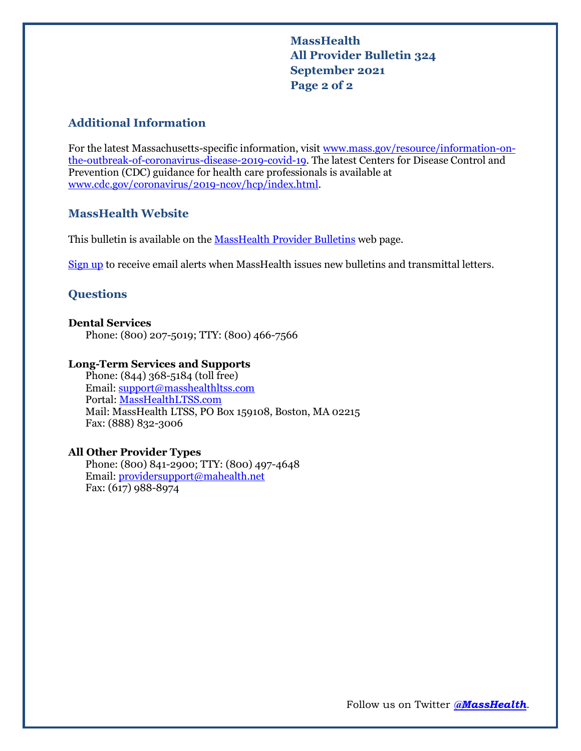## Additional Information

For the latest Massachusetts-specific information, visit www.mass.gov/resource/information-on-the-outbreak-of-coronavirus-disease-2019-covid-19. The latest Centers for Disease Control and Prevention (CDC) guidance for health care professionals is available at www.cdc.gov/coronavirus/2019-ncov/hcp/index.html.

## MassHealth Website

This bulletin is available on the MassHealth Provider Bulletins web page.

Sign up to receive email alerts when MassHealth issues new bulletins and transmittal letters.

## Questions

**Dental Services**

Phone: (800) 207-5019; TTY: (800) 466-7566

**Long-Term Services and Supports**

Phone: (844) 368-5184 (toll free)
Email: support@masshealthltss.com
Portal: MassHealthLTSS.com
Mail: MassHealth LTSS, PO Box 159108, Boston, MA 02215
Fax: (888) 832-3006

**All Other Provider Types**

Phone: (800) 841-2900; TTY: (800) 497-4648
Email: providersupport@mahealth.net
Fax: (617) 988-8974

Follow us on Twitter ***@MassHealth***.